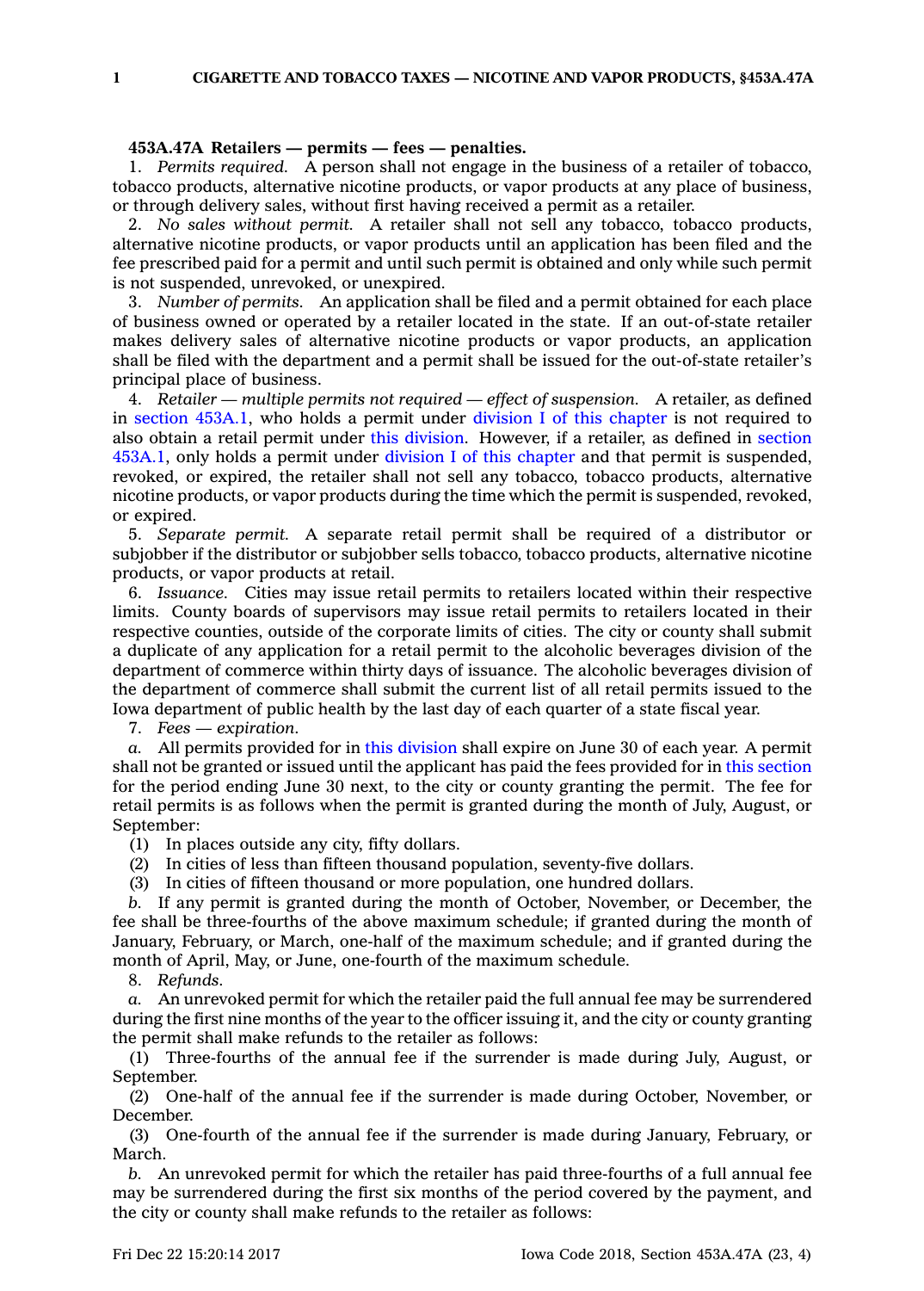**453A.47A Retailers — permits — fees — penalties.**

1. *Permits required.* A person shall not engage in the business of a retailer of tobacco, tobacco products, alternative nicotine products, or vapor products at any place of business, or through delivery sales, without first having received a permit as a retailer.

2. *No sales without permit.* A retailer shall not sell any tobacco, tobacco products, alternative nicotine products, or vapor products until an application has been filed and the fee prescribed paid for a permit and until such permit is obtained and only while such permit is not suspended, unrevoked, or unexpired.

3. *Number of permits.* An application shall be filed and a permit obtained for each place of business owned or operated by a retailer located in the state. If an out-of-state retailer makes delivery sales of alternative nicotine products or vapor products, an application shall be filed with the department and a permit shall be issued for the out-of-state retailer's principal place of business.

4. *Retailer — multiple permits not required — effect of suspension.* A retailer, as defined in section 453A.1, who holds a permit under division I of this chapter is not required to also obtain a retail permit under this division. However, if a retailer, as defined in section 453A.1, only holds a permit under division I of this chapter and that permit is suspended, revoked, or expired, the retailer shall not sell any tobacco, tobacco products, alternative nicotine products, or vapor products during the time which the permit is suspended, revoked, or expired.

5. *Separate permit.* A separate retail permit shall be required of a distributor or subjobber if the distributor or subjobber sells tobacco, tobacco products, alternative nicotine products, or vapor products at retail.

6. *Issuance.* Cities may issue retail permits to retailers located within their respective limits. County boards of supervisors may issue retail permits to retailers located in their respective counties, outside of the corporate limits of cities. The city or county shall submit a duplicate of any application for a retail permit to the alcoholic beverages division of the department of commerce within thirty days of issuance. The alcoholic beverages division of the department of commerce shall submit the current list of all retail permits issued to the Iowa department of public health by the last day of each quarter of a state fiscal year.

7. *Fees — expiration.*

*a.* All permits provided for in this division shall expire on June 30 of each year. A permit shall not be granted or issued until the applicant has paid the fees provided for in this section for the period ending June 30 next, to the city or county granting the permit. The fee for retail permits is as follows when the permit is granted during the month of July, August, or September:

(1) In places outside any city, fifty dollars.

(2) In cities of less than fifteen thousand population, seventy-five dollars.

(3) In cities of fifteen thousand or more population, one hundred dollars.

*b.* If any permit is granted during the month of October, November, or December, the fee shall be three-fourths of the above maximum schedule; if granted during the month of January, February, or March, one-half of the maximum schedule; and if granted during the month of April, May, or June, one-fourth of the maximum schedule.

8. *Refunds.*

*a.* An unrevoked permit for which the retailer paid the full annual fee may be surrendered during the first nine months of the year to the officer issuing it, and the city or county granting the permit shall make refunds to the retailer as follows:

(1) Three-fourths of the annual fee if the surrender is made during July, August, or September.

(2) One-half of the annual fee if the surrender is made during October, November, or December.

(3) One-fourth of the annual fee if the surrender is made during January, February, or March.

*b.* An unrevoked permit for which the retailer has paid three-fourths of a full annual fee may be surrendered during the first six months of the period covered by the payment, and the city or county shall make refunds to the retailer as follows: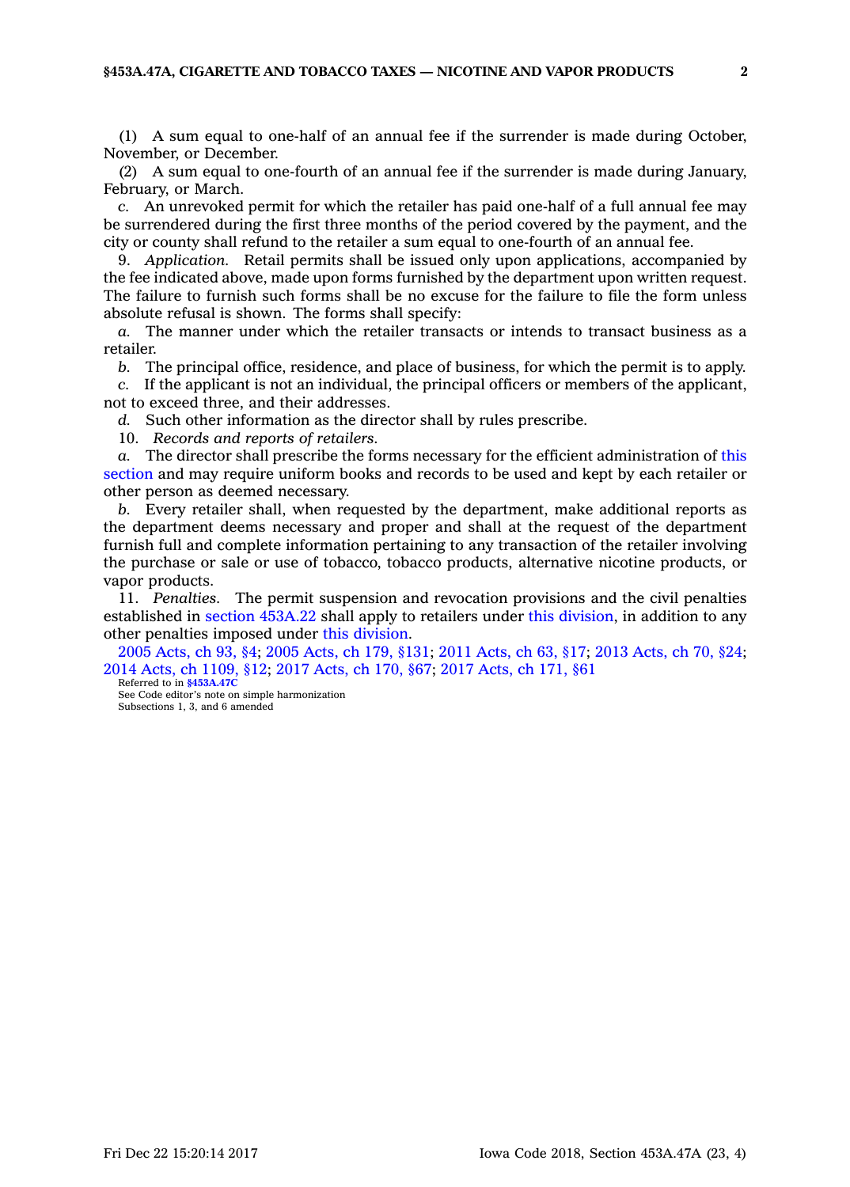(1) A sum equal to one-half of an annual fee if the surrender is made during October, November, or December.

(2) A sum equal to one-fourth of an annual fee if the surrender is made during January, February, or March.

*c.* An unrevoked permit for which the retailer has paid one-half of a full annual fee may be surrendered during the first three months of the period covered by the payment, and the city or county shall refund to the retailer a sum equal to one-fourth of an annual fee.

9. *Application.* Retail permits shall be issued only upon applications, accompanied by the fee indicated above, made upon forms furnished by the department upon written request. The failure to furnish such forms shall be no excuse for the failure to file the form unless absolute refusal is shown. The forms shall specify:

*a.* The manner under which the retailer transacts or intends to transact business as a retailer.

*b.* The principal office, residence, and place of business, for which the permit is to apply.

*c.* If the applicant is not an individual, the principal officers or members of the applicant, not to exceed three, and their addresses.

*d.* Such other information as the director shall by rules prescribe.

10. *Records and reports of retailers.*

*a.* The director shall prescribe the forms necessary for the efficient administration of this section and may require uniform books and records to be used and kept by each retailer or other person as deemed necessary.

*b.* Every retailer shall, when requested by the department, make additional reports as the department deems necessary and proper and shall at the request of the department furnish full and complete information pertaining to any transaction of the retailer involving the purchase or sale or use of tobacco, tobacco products, alternative nicotine products, or vapor products.

11. *Penalties.* The permit suspension and revocation provisions and the civil penalties established in section 453A.22 shall apply to retailers under this division, in addition to any other penalties imposed under this division.

2005 Acts, ch 93, §4; 2005 Acts, ch 179, §131; 2011 Acts, ch 63, §17; 2013 Acts, ch 70, §24; 2014 Acts, ch 1109, §12; 2017 Acts, ch 170, §67; 2017 Acts, ch 171, §61

Referred to in **§453A.47C**
See Code editor's note on simple harmonization
Subsections 1, 3, and 6 amended